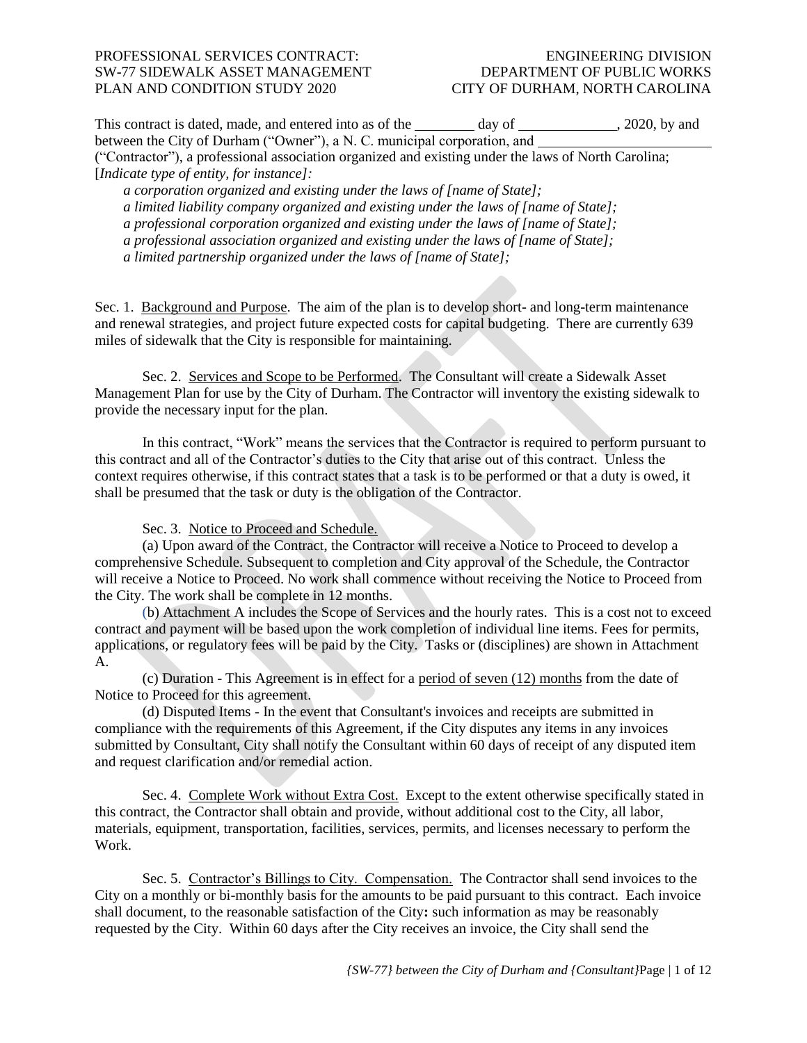PROFESSIONAL SERVICES CONTRACT: SW-77 SIDEWALK ASSET MANAGEMENT PLAN AND CONDITION STUDY 2020

ENGINEERING DIVISION
DEPARTMENT OF PUBLIC WORKS
CITY OF DURHAM, NORTH CAROLINA

This contract is dated, made, and entered into as of the ________ day of _____________, 2020, by and between the City of Durham ("Owner"), a N. C. municipal corporation, and ________________________ ("Contractor"), a professional association organized and existing under the laws of North Carolina; [*Indicate type of entity, for instance]:*

*a corporation organized and existing under the laws of [name of State];*
*a limited liability company organized and existing under the laws of [name of State];*
*a professional corporation organized and existing under the laws of [name of State];*
*a professional association organized and existing under the laws of [name of State];*
*a limited partnership organized under the laws of [name of State];*

Sec. 1. Background and Purpose. The aim of the plan is to develop short- and long-term maintenance and renewal strategies, and project future expected costs for capital budgeting. There are currently 639 miles of sidewalk that the City is responsible for maintaining.

Sec. 2. Services and Scope to be Performed. The Consultant will create a Sidewalk Asset Management Plan for use by the City of Durham. The Contractor will inventory the existing sidewalk to provide the necessary input for the plan.

In this contract, "Work" means the services that the Contractor is required to perform pursuant to this contract and all of the Contractor's duties to the City that arise out of this contract. Unless the context requires otherwise, if this contract states that a task is to be performed or that a duty is owed, it shall be presumed that the task or duty is the obligation of the Contractor.

Sec. 3. Notice to Proceed and Schedule.

(a) Upon award of the Contract, the Contractor will receive a Notice to Proceed to develop a comprehensive Schedule. Subsequent to completion and City approval of the Schedule, the Contractor will receive a Notice to Proceed. No work shall commence without receiving the Notice to Proceed from the City. The work shall be complete in 12 months.

(b) Attachment A includes the Scope of Services and the hourly rates. This is a cost not to exceed contract and payment will be based upon the work completion of individual line items. Fees for permits, applications, or regulatory fees will be paid by the City. Tasks or (disciplines) are shown in Attachment A.

(c) Duration - This Agreement is in effect for a period of seven (12) months from the date of Notice to Proceed for this agreement.

(d) Disputed Items - In the event that Consultant's invoices and receipts are submitted in compliance with the requirements of this Agreement, if the City disputes any items in any invoices submitted by Consultant, City shall notify the Consultant within 60 days of receipt of any disputed item and request clarification and/or remedial action.

Sec. 4. Complete Work without Extra Cost. Except to the extent otherwise specifically stated in this contract, the Contractor shall obtain and provide, without additional cost to the City, all labor, materials, equipment, transportation, facilities, services, permits, and licenses necessary to perform the Work.

Sec. 5. Contractor's Billings to City. Compensation. The Contractor shall send invoices to the City on a monthly or bi-monthly basis for the amounts to be paid pursuant to this contract. Each invoice shall document, to the reasonable satisfaction of the City**:** such information as may be reasonably requested by the City. Within 60 days after the City receives an invoice, the City shall send the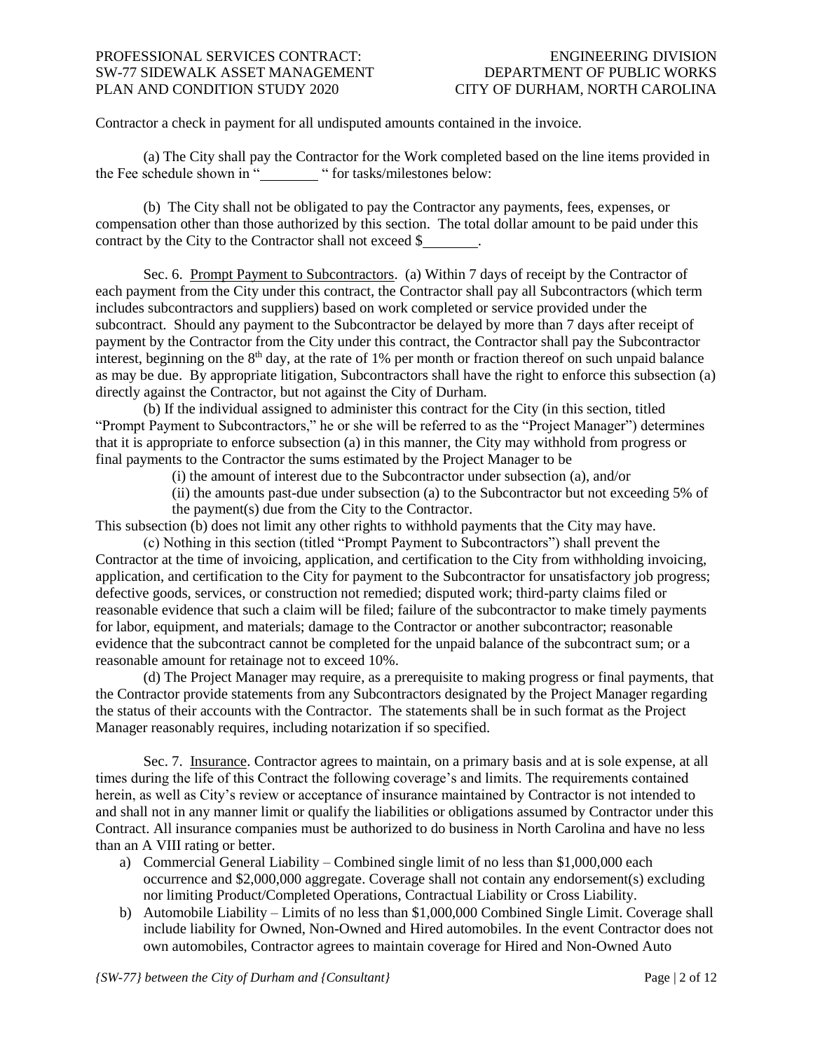Contractor a check in payment for all undisputed amounts contained in the invoice.

(a) The City shall pay the Contractor for the Work completed based on the line items provided in the Fee schedule shown in "________ " for tasks/milestones below:

(b) The City shall not be obligated to pay the Contractor any payments, fees, expenses, or compensation other than those authorized by this section. The total dollar amount to be paid under this contract by the City to the Contractor shall not exceed $________.

Sec. 6. Prompt Payment to Subcontractors. (a) Within 7 days of receipt by the Contractor of each payment from the City under this contract, the Contractor shall pay all Subcontractors (which term includes subcontractors and suppliers) based on work completed or service provided under the subcontract. Should any payment to the Subcontractor be delayed by more than 7 days after receipt of payment by the Contractor from the City under this contract, the Contractor shall pay the Subcontractor interest, beginning on the 8th day, at the rate of 1% per month or fraction thereof on such unpaid balance as may be due. By appropriate litigation, Subcontractors shall have the right to enforce this subsection (a) directly against the Contractor, but not against the City of Durham.

(b) If the individual assigned to administer this contract for the City (in this section, titled "Prompt Payment to Subcontractors," he or she will be referred to as the "Project Manager") determines that it is appropriate to enforce subsection (a) in this manner, the City may withhold from progress or final payments to the Contractor the sums estimated by the Project Manager to be

(i) the amount of interest due to the Subcontractor under subsection (a), and/or

(ii) the amounts past-due under subsection (a) to the Subcontractor but not exceeding 5% of the payment(s) due from the City to the Contractor.

This subsection (b) does not limit any other rights to withhold payments that the City may have.

(c) Nothing in this section (titled "Prompt Payment to Subcontractors") shall prevent the Contractor at the time of invoicing, application, and certification to the City from withholding invoicing, application, and certification to the City for payment to the Subcontractor for unsatisfactory job progress; defective goods, services, or construction not remedied; disputed work; third-party claims filed or reasonable evidence that such a claim will be filed; failure of the subcontractor to make timely payments for labor, equipment, and materials; damage to the Contractor or another subcontractor; reasonable evidence that the subcontract cannot be completed for the unpaid balance of the subcontract sum; or a reasonable amount for retainage not to exceed 10%.

(d) The Project Manager may require, as a prerequisite to making progress or final payments, that the Contractor provide statements from any Subcontractors designated by the Project Manager regarding the status of their accounts with the Contractor. The statements shall be in such format as the Project Manager reasonably requires, including notarization if so specified.

Sec. 7. Insurance. Contractor agrees to maintain, on a primary basis and at is sole expense, at all times during the life of this Contract the following coverage's and limits. The requirements contained herein, as well as City's review or acceptance of insurance maintained by Contractor is not intended to and shall not in any manner limit or qualify the liabilities or obligations assumed by Contractor under this Contract. All insurance companies must be authorized to do business in North Carolina and have no less than an A VIII rating or better.

a) Commercial General Liability – Combined single limit of no less than $1,000,000 each occurrence and $2,000,000 aggregate. Coverage shall not contain any endorsement(s) excluding nor limiting Product/Completed Operations, Contractual Liability or Cross Liability.
b) Automobile Liability – Limits of no less than $1,000,000 Combined Single Limit. Coverage shall include liability for Owned, Non-Owned and Hired automobiles. In the event Contractor does not own automobiles, Contractor agrees to maintain coverage for Hired and Non-Owned Auto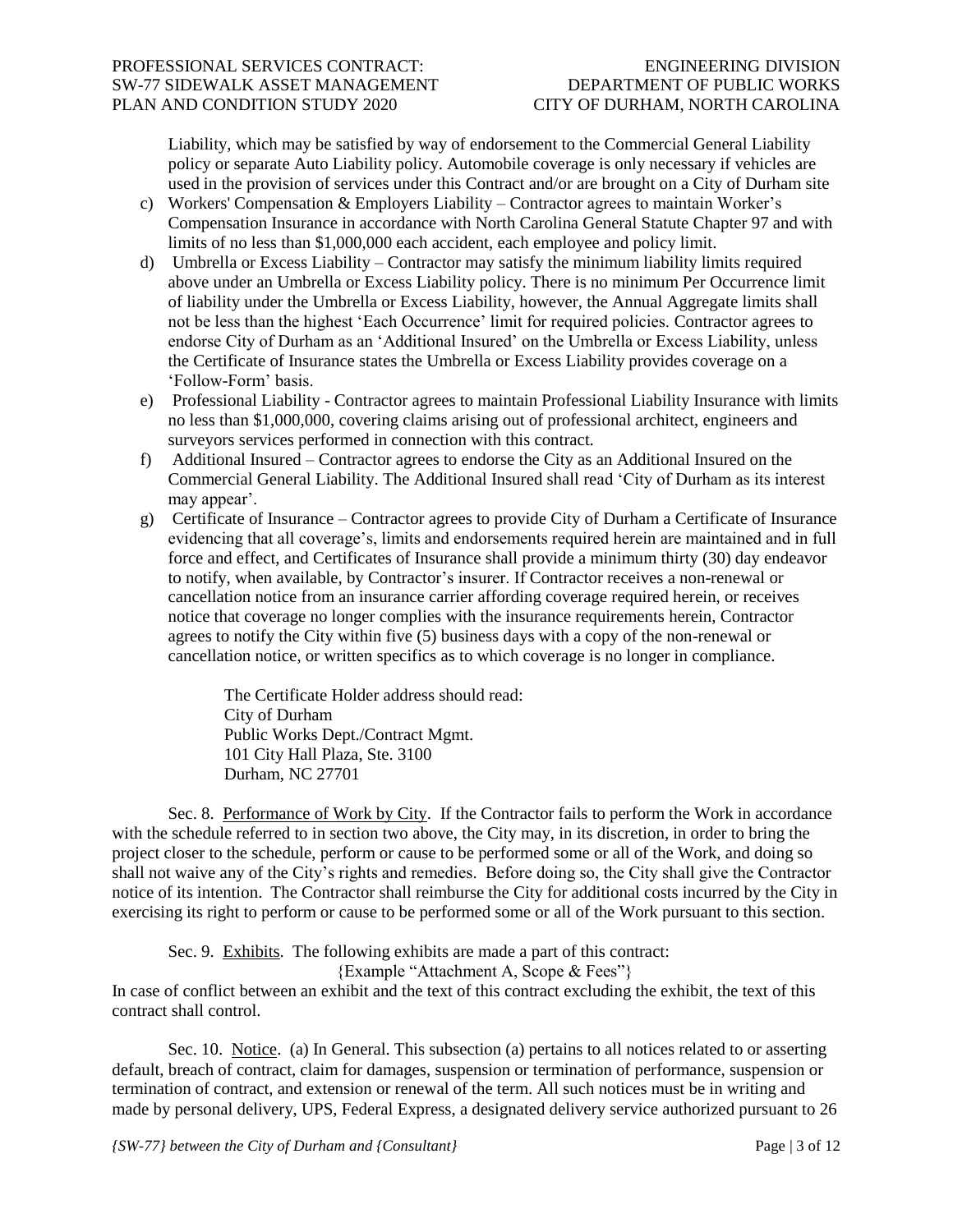Liability, which may be satisfied by way of endorsement to the Commercial General Liability policy or separate Auto Liability policy. Automobile coverage is only necessary if vehicles are used in the provision of services under this Contract and/or are brought on a City of Durham site

c) Workers' Compensation & Employers Liability – Contractor agrees to maintain Worker's Compensation Insurance in accordance with North Carolina General Statute Chapter 97 and with limits of no less than $1,000,000 each accident, each employee and policy limit.

d) Umbrella or Excess Liability – Contractor may satisfy the minimum liability limits required above under an Umbrella or Excess Liability policy. There is no minimum Per Occurrence limit of liability under the Umbrella or Excess Liability, however, the Annual Aggregate limits shall not be less than the highest 'Each Occurrence' limit for required policies. Contractor agrees to endorse City of Durham as an 'Additional Insured' on the Umbrella or Excess Liability, unless the Certificate of Insurance states the Umbrella or Excess Liability provides coverage on a 'Follow-Form' basis.

e) Professional Liability - Contractor agrees to maintain Professional Liability Insurance with limits no less than $1,000,000, covering claims arising out of professional architect, engineers and surveyors services performed in connection with this contract.

f) Additional Insured – Contractor agrees to endorse the City as an Additional Insured on the Commercial General Liability. The Additional Insured shall read 'City of Durham as its interest may appear'.

g) Certificate of Insurance – Contractor agrees to provide City of Durham a Certificate of Insurance evidencing that all coverage's, limits and endorsements required herein are maintained and in full force and effect, and Certificates of Insurance shall provide a minimum thirty (30) day endeavor to notify, when available, by Contractor's insurer. If Contractor receives a non-renewal or cancellation notice from an insurance carrier affording coverage required herein, or receives notice that coverage no longer complies with the insurance requirements herein, Contractor agrees to notify the City within five (5) business days with a copy of the non-renewal or cancellation notice, or written specifics as to which coverage is no longer in compliance.

> The Certificate Holder address should read:
> City of Durham
> Public Works Dept./Contract Mgmt.
> 101 City Hall Plaza, Ste. 3100
> Durham, NC 27701

Sec. 8. Performance of Work by City. If the Contractor fails to perform the Work in accordance with the schedule referred to in section two above, the City may, in its discretion, in order to bring the project closer to the schedule, perform or cause to be performed some or all of the Work, and doing so shall not waive any of the City's rights and remedies. Before doing so, the City shall give the Contractor notice of its intention. The Contractor shall reimburse the City for additional costs incurred by the City in exercising its right to perform or cause to be performed some or all of the Work pursuant to this section.

Sec. 9. Exhibits. The following exhibits are made a part of this contract:

{Example "Attachment A, Scope & Fees"}

In case of conflict between an exhibit and the text of this contract excluding the exhibit, the text of this contract shall control.

Sec. 10. Notice. (a) In General. This subsection (a) pertains to all notices related to or asserting default, breach of contract, claim for damages, suspension or termination of performance, suspension or termination of contract, and extension or renewal of the term. All such notices must be in writing and made by personal delivery, UPS, Federal Express, a designated delivery service authorized pursuant to 26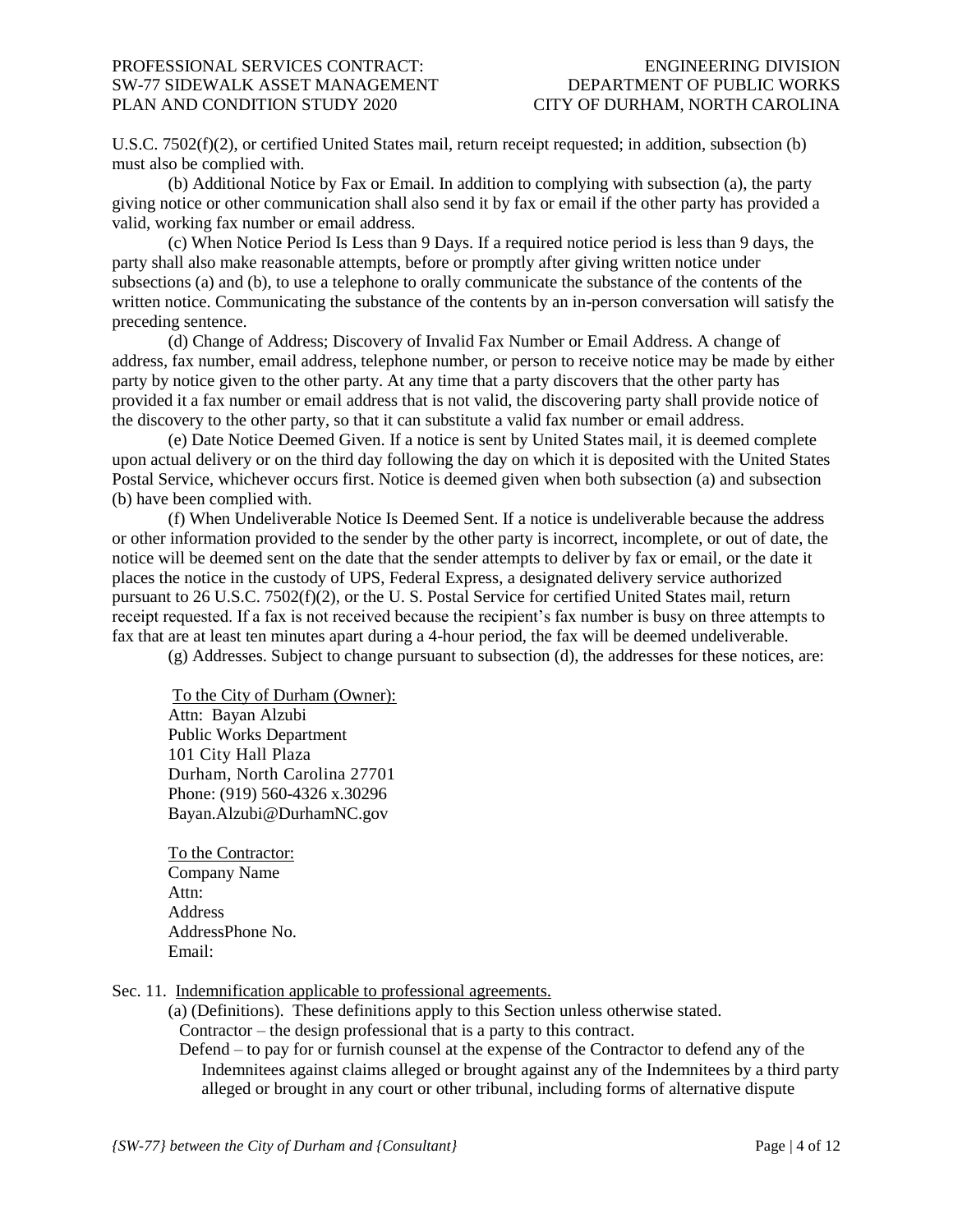U.S.C. 7502(f)(2), or certified United States mail, return receipt requested; in addition, subsection (b) must also be complied with.

(b) Additional Notice by Fax or Email. In addition to complying with subsection (a), the party giving notice or other communication shall also send it by fax or email if the other party has provided a valid, working fax number or email address.

(c) When Notice Period Is Less than 9 Days. If a required notice period is less than 9 days, the party shall also make reasonable attempts, before or promptly after giving written notice under subsections (a) and (b), to use a telephone to orally communicate the substance of the contents of the written notice. Communicating the substance of the contents by an in-person conversation will satisfy the preceding sentence.

(d) Change of Address; Discovery of Invalid Fax Number or Email Address. A change of address, fax number, email address, telephone number, or person to receive notice may be made by either party by notice given to the other party. At any time that a party discovers that the other party has provided it a fax number or email address that is not valid, the discovering party shall provide notice of the discovery to the other party, so that it can substitute a valid fax number or email address.

(e) Date Notice Deemed Given. If a notice is sent by United States mail, it is deemed complete upon actual delivery or on the third day following the day on which it is deposited with the United States Postal Service, whichever occurs first. Notice is deemed given when both subsection (a) and subsection (b) have been complied with.

(f) When Undeliverable Notice Is Deemed Sent. If a notice is undeliverable because the address or other information provided to the sender by the other party is incorrect, incomplete, or out of date, the notice will be deemed sent on the date that the sender attempts to deliver by fax or email, or the date it places the notice in the custody of UPS, Federal Express, a designated delivery service authorized pursuant to 26 U.S.C. 7502(f)(2), or the U. S. Postal Service for certified United States mail, return receipt requested. If a fax is not received because the recipient's fax number is busy on three attempts to fax that are at least ten minutes apart during a 4-hour period, the fax will be deemed undeliverable.

(g) Addresses. Subject to change pursuant to subsection (d), the addresses for these notices, are:

To the City of Durham (Owner):
Attn: Bayan Alzubi
Public Works Department
101 City Hall Plaza
Durham, North Carolina 27701
Phone: (919) 560-4326 x.30296
Bayan.Alzubi@DurhamNC.gov

To the Contractor:
Company Name
Attn:
Address
AddressPhone No.
Email:

Sec. 11. Indemnification applicable to professional agreements.

(a) (Definitions). These definitions apply to this Section unless otherwise stated.

Contractor – the design professional that is a party to this contract.

Defend – to pay for or furnish counsel at the expense of the Contractor to defend any of the Indemnitees against claims alleged or brought against any of the Indemnitees by a third party alleged or brought in any court or other tribunal, including forms of alternative dispute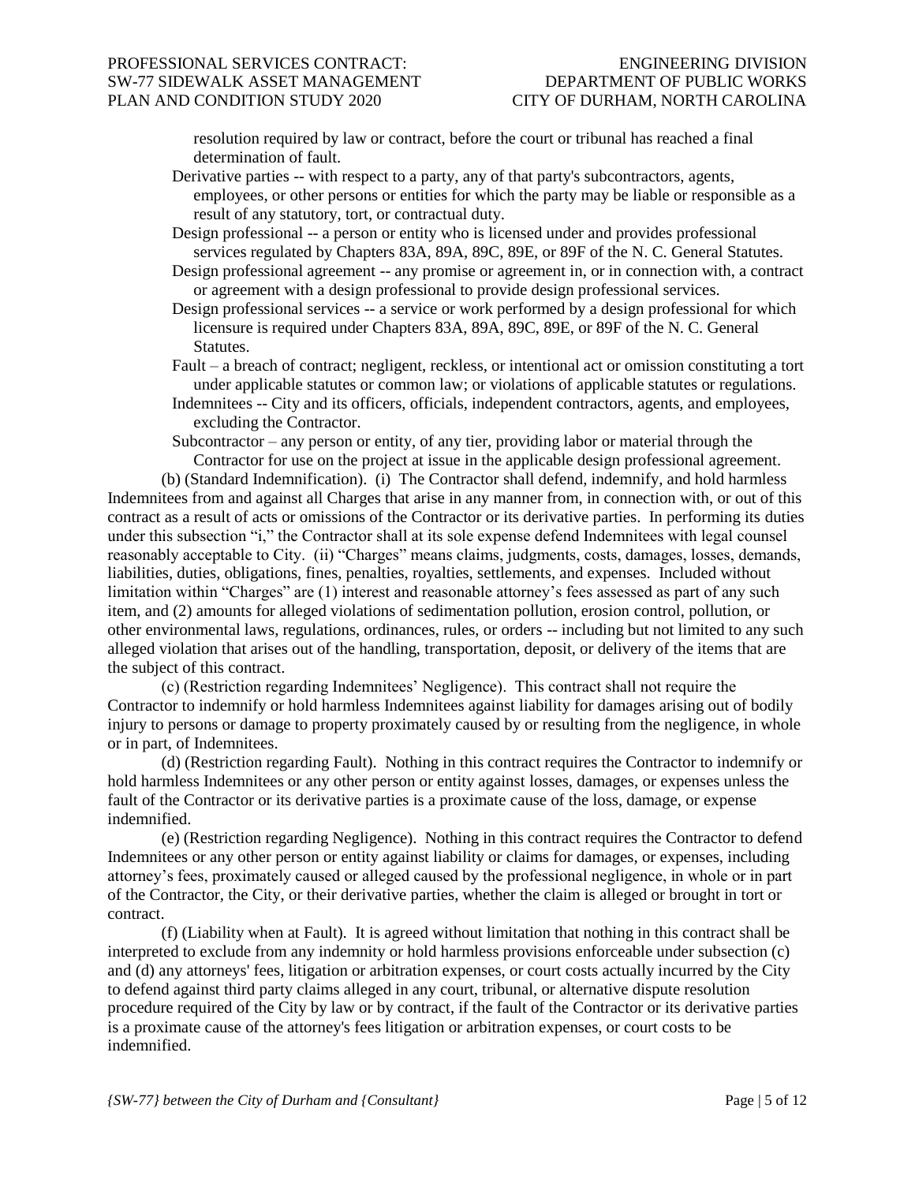resolution required by law or contract, before the court or tribunal has reached a final determination of fault.

Derivative parties -- with respect to a party, any of that party's subcontractors, agents, employees, or other persons or entities for which the party may be liable or responsible as a result of any statutory, tort, or contractual duty.

Design professional -- a person or entity who is licensed under and provides professional services regulated by Chapters 83A, 89A, 89C, 89E, or 89F of the N. C. General Statutes.

Design professional agreement -- any promise or agreement in, or in connection with, a contract or agreement with a design professional to provide design professional services.

Design professional services -- a service or work performed by a design professional for which licensure is required under Chapters 83A, 89A, 89C, 89E, or 89F of the N. C. General Statutes.

Fault – a breach of contract; negligent, reckless, or intentional act or omission constituting a tort under applicable statutes or common law; or violations of applicable statutes or regulations.

Indemnitees -- City and its officers, officials, independent contractors, agents, and employees, excluding the Contractor.

Subcontractor – any person or entity, of any tier, providing labor or material through the Contractor for use on the project at issue in the applicable design professional agreement.

(b) (Standard Indemnification). (i) The Contractor shall defend, indemnify, and hold harmless Indemnitees from and against all Charges that arise in any manner from, in connection with, or out of this contract as a result of acts or omissions of the Contractor or its derivative parties. In performing its duties under this subsection "i," the Contractor shall at its sole expense defend Indemnitees with legal counsel reasonably acceptable to City. (ii) "Charges" means claims, judgments, costs, damages, losses, demands, liabilities, duties, obligations, fines, penalties, royalties, settlements, and expenses. Included without limitation within "Charges" are (1) interest and reasonable attorney's fees assessed as part of any such item, and (2) amounts for alleged violations of sedimentation pollution, erosion control, pollution, or other environmental laws, regulations, ordinances, rules, or orders -- including but not limited to any such alleged violation that arises out of the handling, transportation, deposit, or delivery of the items that are the subject of this contract.

(c) (Restriction regarding Indemnitees' Negligence). This contract shall not require the Contractor to indemnify or hold harmless Indemnitees against liability for damages arising out of bodily injury to persons or damage to property proximately caused by or resulting from the negligence, in whole or in part, of Indemnitees.

(d) (Restriction regarding Fault). Nothing in this contract requires the Contractor to indemnify or hold harmless Indemnitees or any other person or entity against losses, damages, or expenses unless the fault of the Contractor or its derivative parties is a proximate cause of the loss, damage, or expense indemnified.

(e) (Restriction regarding Negligence). Nothing in this contract requires the Contractor to defend Indemnitees or any other person or entity against liability or claims for damages, or expenses, including attorney's fees, proximately caused or alleged caused by the professional negligence, in whole or in part of the Contractor, the City, or their derivative parties, whether the claim is alleged or brought in tort or contract.

(f) (Liability when at Fault). It is agreed without limitation that nothing in this contract shall be interpreted to exclude from any indemnity or hold harmless provisions enforceable under subsection (c) and (d) any attorneys' fees, litigation or arbitration expenses, or court costs actually incurred by the City to defend against third party claims alleged in any court, tribunal, or alternative dispute resolution procedure required of the City by law or by contract, if the fault of the Contractor or its derivative parties is a proximate cause of the attorney's fees litigation or arbitration expenses, or court costs to be indemnified.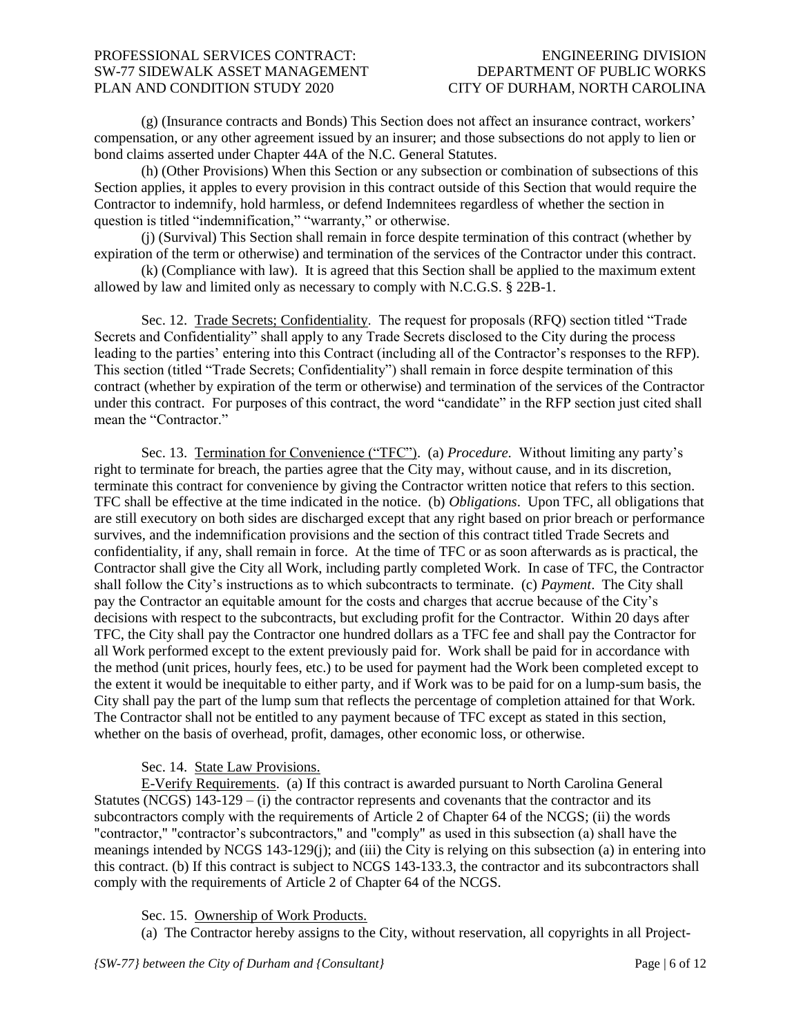(g) (Insurance contracts and Bonds) This Section does not affect an insurance contract, workers' compensation, or any other agreement issued by an insurer; and those subsections do not apply to lien or bond claims asserted under Chapter 44A of the N.C. General Statutes.

(h) (Other Provisions) When this Section or any subsection or combination of subsections of this Section applies, it apples to every provision in this contract outside of this Section that would require the Contractor to indemnify, hold harmless, or defend Indemnitees regardless of whether the section in question is titled "indemnification," "warranty," or otherwise.

(j) (Survival) This Section shall remain in force despite termination of this contract (whether by expiration of the term or otherwise) and termination of the services of the Contractor under this contract.

(k) (Compliance with law). It is agreed that this Section shall be applied to the maximum extent allowed by law and limited only as necessary to comply with N.C.G.S. § 22B-1.

Sec. 12. Trade Secrets; Confidentiality. The request for proposals (RFQ) section titled "Trade Secrets and Confidentiality" shall apply to any Trade Secrets disclosed to the City during the process leading to the parties' entering into this Contract (including all of the Contractor's responses to the RFP). This section (titled "Trade Secrets; Confidentiality") shall remain in force despite termination of this contract (whether by expiration of the term or otherwise) and termination of the services of the Contractor under this contract. For purposes of this contract, the word "candidate" in the RFP section just cited shall mean the "Contractor."

Sec. 13. Termination for Convenience ("TFC"). (a) *Procedure*. Without limiting any party's right to terminate for breach, the parties agree that the City may, without cause, and in its discretion, terminate this contract for convenience by giving the Contractor written notice that refers to this section. TFC shall be effective at the time indicated in the notice. (b) *Obligations*. Upon TFC, all obligations that are still executory on both sides are discharged except that any right based on prior breach or performance survives, and the indemnification provisions and the section of this contract titled Trade Secrets and confidentiality, if any, shall remain in force. At the time of TFC or as soon afterwards as is practical, the Contractor shall give the City all Work, including partly completed Work. In case of TFC, the Contractor shall follow the City's instructions as to which subcontracts to terminate. (c) *Payment*. The City shall pay the Contractor an equitable amount for the costs and charges that accrue because of the City's decisions with respect to the subcontracts, but excluding profit for the Contractor. Within 20 days after TFC, the City shall pay the Contractor one hundred dollars as a TFC fee and shall pay the Contractor for all Work performed except to the extent previously paid for. Work shall be paid for in accordance with the method (unit prices, hourly fees, etc.) to be used for payment had the Work been completed except to the extent it would be inequitable to either party, and if Work was to be paid for on a lump-sum basis, the City shall pay the part of the lump sum that reflects the percentage of completion attained for that Work. The Contractor shall not be entitled to any payment because of TFC except as stated in this section, whether on the basis of overhead, profit, damages, other economic loss, or otherwise.

Sec. 14. State Law Provisions.

E-Verify Requirements. (a) If this contract is awarded pursuant to North Carolina General Statutes (NCGS) 143-129 – (i) the contractor represents and covenants that the contractor and its subcontractors comply with the requirements of Article 2 of Chapter 64 of the NCGS; (ii) the words "contractor," "contractor's subcontractors," and "comply" as used in this subsection (a) shall have the meanings intended by NCGS 143-129(j); and (iii) the City is relying on this subsection (a) in entering into this contract. (b) If this contract is subject to NCGS 143-133.3, the contractor and its subcontractors shall comply with the requirements of Article 2 of Chapter 64 of the NCGS.

Sec. 15. Ownership of Work Products.

(a) The Contractor hereby assigns to the City, without reservation, all copyrights in all Project-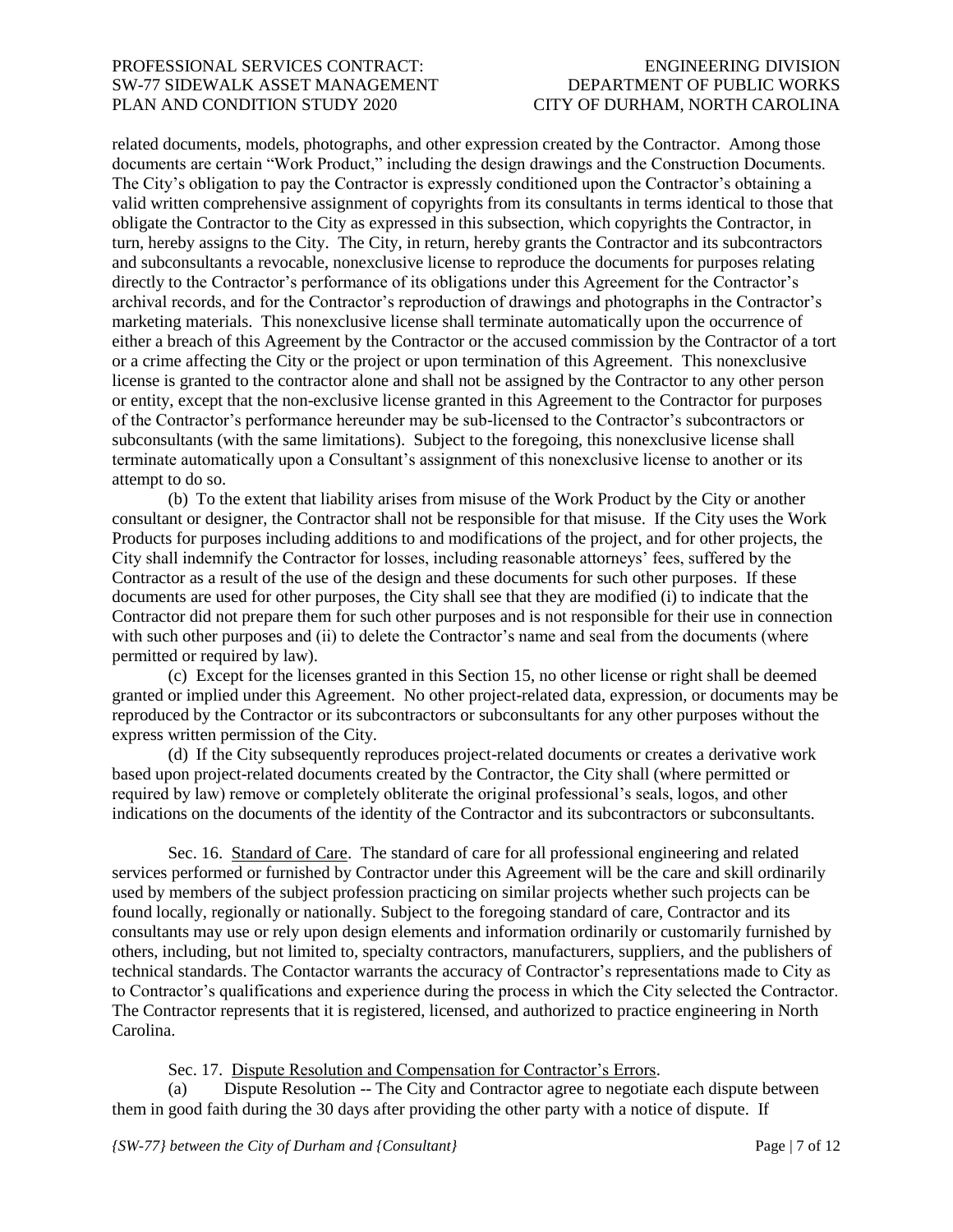related documents, models, photographs, and other expression created by the Contractor. Among those documents are certain "Work Product," including the design drawings and the Construction Documents. The City's obligation to pay the Contractor is expressly conditioned upon the Contractor's obtaining a valid written comprehensive assignment of copyrights from its consultants in terms identical to those that obligate the Contractor to the City as expressed in this subsection, which copyrights the Contractor, in turn, hereby assigns to the City. The City, in return, hereby grants the Contractor and its subcontractors and subconsultants a revocable, nonexclusive license to reproduce the documents for purposes relating directly to the Contractor's performance of its obligations under this Agreement for the Contractor's archival records, and for the Contractor's reproduction of drawings and photographs in the Contractor's marketing materials. This nonexclusive license shall terminate automatically upon the occurrence of either a breach of this Agreement by the Contractor or the accused commission by the Contractor of a tort or a crime affecting the City or the project or upon termination of this Agreement. This nonexclusive license is granted to the contractor alone and shall not be assigned by the Contractor to any other person or entity, except that the non-exclusive license granted in this Agreement to the Contractor for purposes of the Contractor's performance hereunder may be sub-licensed to the Contractor's subcontractors or subconsultants (with the same limitations). Subject to the foregoing, this nonexclusive license shall terminate automatically upon a Consultant's assignment of this nonexclusive license to another or its attempt to do so.

(b) To the extent that liability arises from misuse of the Work Product by the City or another consultant or designer, the Contractor shall not be responsible for that misuse. If the City uses the Work Products for purposes including additions to and modifications of the project, and for other projects, the City shall indemnify the Contractor for losses, including reasonable attorneys' fees, suffered by the Contractor as a result of the use of the design and these documents for such other purposes. If these documents are used for other purposes, the City shall see that they are modified (i) to indicate that the Contractor did not prepare them for such other purposes and is not responsible for their use in connection with such other purposes and (ii) to delete the Contractor's name and seal from the documents (where permitted or required by law).

(c) Except for the licenses granted in this Section 15, no other license or right shall be deemed granted or implied under this Agreement. No other project-related data, expression, or documents may be reproduced by the Contractor or its subcontractors or subconsultants for any other purposes without the express written permission of the City.

(d) If the City subsequently reproduces project-related documents or creates a derivative work based upon project-related documents created by the Contractor, the City shall (where permitted or required by law) remove or completely obliterate the original professional's seals, logos, and other indications on the documents of the identity of the Contractor and its subcontractors or subconsultants.

Sec. 16. Standard of Care. The standard of care for all professional engineering and related services performed or furnished by Contractor under this Agreement will be the care and skill ordinarily used by members of the subject profession practicing on similar projects whether such projects can be found locally, regionally or nationally. Subject to the foregoing standard of care, Contractor and its consultants may use or rely upon design elements and information ordinarily or customarily furnished by others, including, but not limited to, specialty contractors, manufacturers, suppliers, and the publishers of technical standards. The Contactor warrants the accuracy of Contractor's representations made to City as to Contractor's qualifications and experience during the process in which the City selected the Contractor. The Contractor represents that it is registered, licensed, and authorized to practice engineering in North Carolina.

Sec. 17. Dispute Resolution and Compensation for Contractor's Errors.

(a) Dispute Resolution -- The City and Contractor agree to negotiate each dispute between them in good faith during the 30 days after providing the other party with a notice of dispute. If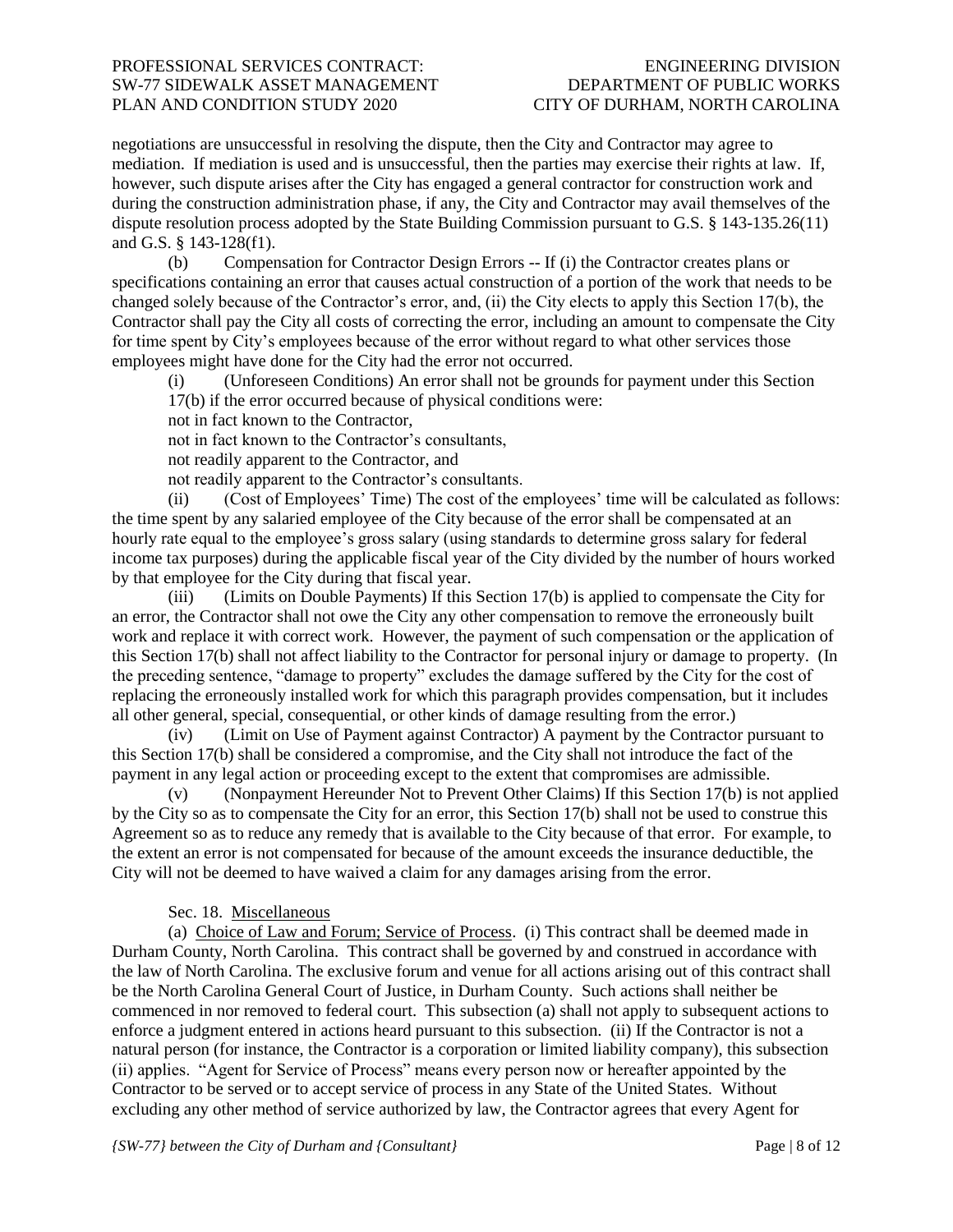negotiations are unsuccessful in resolving the dispute, then the City and Contractor may agree to mediation. If mediation is used and is unsuccessful, then the parties may exercise their rights at law. If, however, such dispute arises after the City has engaged a general contractor for construction work and during the construction administration phase, if any, the City and Contractor may avail themselves of the dispute resolution process adopted by the State Building Commission pursuant to G.S. § 143-135.26(11) and G.S. § 143-128(f1).

(b) Compensation for Contractor Design Errors -- If (i) the Contractor creates plans or specifications containing an error that causes actual construction of a portion of the work that needs to be changed solely because of the Contractor's error, and, (ii) the City elects to apply this Section 17(b), the Contractor shall pay the City all costs of correcting the error, including an amount to compensate the City for time spent by City's employees because of the error without regard to what other services those employees might have done for the City had the error not occurred.

(i) (Unforeseen Conditions) An error shall not be grounds for payment under this Section 17(b) if the error occurred because of physical conditions were:

not in fact known to the Contractor,

not in fact known to the Contractor's consultants,

not readily apparent to the Contractor, and

not readily apparent to the Contractor's consultants.

(ii) (Cost of Employees' Time) The cost of the employees' time will be calculated as follows: the time spent by any salaried employee of the City because of the error shall be compensated at an hourly rate equal to the employee's gross salary (using standards to determine gross salary for federal income tax purposes) during the applicable fiscal year of the City divided by the number of hours worked by that employee for the City during that fiscal year.

(iii) (Limits on Double Payments) If this Section 17(b) is applied to compensate the City for an error, the Contractor shall not owe the City any other compensation to remove the erroneously built work and replace it with correct work. However, the payment of such compensation or the application of this Section 17(b) shall not affect liability to the Contractor for personal injury or damage to property. (In the preceding sentence, "damage to property" excludes the damage suffered by the City for the cost of replacing the erroneously installed work for which this paragraph provides compensation, but it includes all other general, special, consequential, or other kinds of damage resulting from the error.)

(iv) (Limit on Use of Payment against Contractor) A payment by the Contractor pursuant to this Section 17(b) shall be considered a compromise, and the City shall not introduce the fact of the payment in any legal action or proceeding except to the extent that compromises are admissible.

(v) (Nonpayment Hereunder Not to Prevent Other Claims) If this Section 17(b) is not applied by the City so as to compensate the City for an error, this Section 17(b) shall not be used to construe this Agreement so as to reduce any remedy that is available to the City because of that error. For example, to the extent an error is not compensated for because of the amount exceeds the insurance deductible, the City will not be deemed to have waived a claim for any damages arising from the error.

Sec. 18. Miscellaneous

(a) Choice of Law and Forum; Service of Process. (i) This contract shall be deemed made in Durham County, North Carolina. This contract shall be governed by and construed in accordance with the law of North Carolina. The exclusive forum and venue for all actions arising out of this contract shall be the North Carolina General Court of Justice, in Durham County. Such actions shall neither be commenced in nor removed to federal court. This subsection (a) shall not apply to subsequent actions to enforce a judgment entered in actions heard pursuant to this subsection. (ii) If the Contractor is not a natural person (for instance, the Contractor is a corporation or limited liability company), this subsection (ii) applies. "Agent for Service of Process" means every person now or hereafter appointed by the Contractor to be served or to accept service of process in any State of the United States. Without excluding any other method of service authorized by law, the Contractor agrees that every Agent for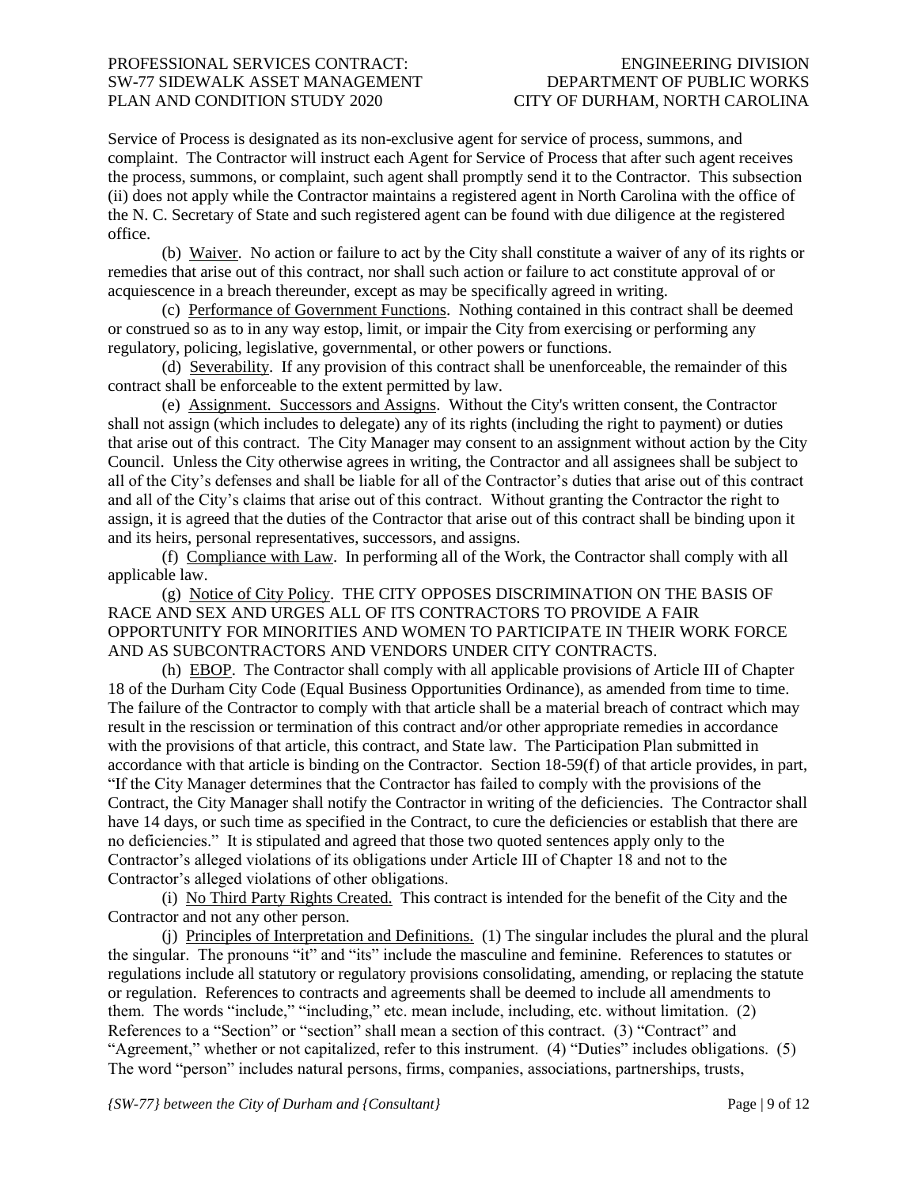Service of Process is designated as its non-exclusive agent for service of process, summons, and complaint. The Contractor will instruct each Agent for Service of Process that after such agent receives the process, summons, or complaint, such agent shall promptly send it to the Contractor. This subsection (ii) does not apply while the Contractor maintains a registered agent in North Carolina with the office of the N. C. Secretary of State and such registered agent can be found with due diligence at the registered office.

(b) Waiver. No action or failure to act by the City shall constitute a waiver of any of its rights or remedies that arise out of this contract, nor shall such action or failure to act constitute approval of or acquiescence in a breach thereunder, except as may be specifically agreed in writing.

(c) Performance of Government Functions. Nothing contained in this contract shall be deemed or construed so as to in any way estop, limit, or impair the City from exercising or performing any regulatory, policing, legislative, governmental, or other powers or functions.

(d) Severability. If any provision of this contract shall be unenforceable, the remainder of this contract shall be enforceable to the extent permitted by law.

(e) Assignment. Successors and Assigns. Without the City's written consent, the Contractor shall not assign (which includes to delegate) any of its rights (including the right to payment) or duties that arise out of this contract. The City Manager may consent to an assignment without action by the City Council. Unless the City otherwise agrees in writing, the Contractor and all assignees shall be subject to all of the City's defenses and shall be liable for all of the Contractor's duties that arise out of this contract and all of the City's claims that arise out of this contract. Without granting the Contractor the right to assign, it is agreed that the duties of the Contractor that arise out of this contract shall be binding upon it and its heirs, personal representatives, successors, and assigns.

(f) Compliance with Law. In performing all of the Work, the Contractor shall comply with all applicable law.

(g) Notice of City Policy. THE CITY OPPOSES DISCRIMINATION ON THE BASIS OF RACE AND SEX AND URGES ALL OF ITS CONTRACTORS TO PROVIDE A FAIR OPPORTUNITY FOR MINORITIES AND WOMEN TO PARTICIPATE IN THEIR WORK FORCE AND AS SUBCONTRACTORS AND VENDORS UNDER CITY CONTRACTS.

(h) EBOP. The Contractor shall comply with all applicable provisions of Article III of Chapter 18 of the Durham City Code (Equal Business Opportunities Ordinance), as amended from time to time. The failure of the Contractor to comply with that article shall be a material breach of contract which may result in the rescission or termination of this contract and/or other appropriate remedies in accordance with the provisions of that article, this contract, and State law. The Participation Plan submitted in accordance with that article is binding on the Contractor. Section 18-59(f) of that article provides, in part, "If the City Manager determines that the Contractor has failed to comply with the provisions of the Contract, the City Manager shall notify the Contractor in writing of the deficiencies. The Contractor shall have 14 days, or such time as specified in the Contract, to cure the deficiencies or establish that there are no deficiencies." It is stipulated and agreed that those two quoted sentences apply only to the Contractor's alleged violations of its obligations under Article III of Chapter 18 and not to the Contractor's alleged violations of other obligations.

(i) No Third Party Rights Created. This contract is intended for the benefit of the City and the Contractor and not any other person.

(j) Principles of Interpretation and Definitions. (1) The singular includes the plural and the plural the singular. The pronouns "it" and "its" include the masculine and feminine. References to statutes or regulations include all statutory or regulatory provisions consolidating, amending, or replacing the statute or regulation. References to contracts and agreements shall be deemed to include all amendments to them. The words "include," "including," etc. mean include, including, etc. without limitation. (2) References to a "Section" or "section" shall mean a section of this contract. (3) "Contract" and "Agreement," whether or not capitalized, refer to this instrument. (4) "Duties" includes obligations. (5) The word "person" includes natural persons, firms, companies, associations, partnerships, trusts,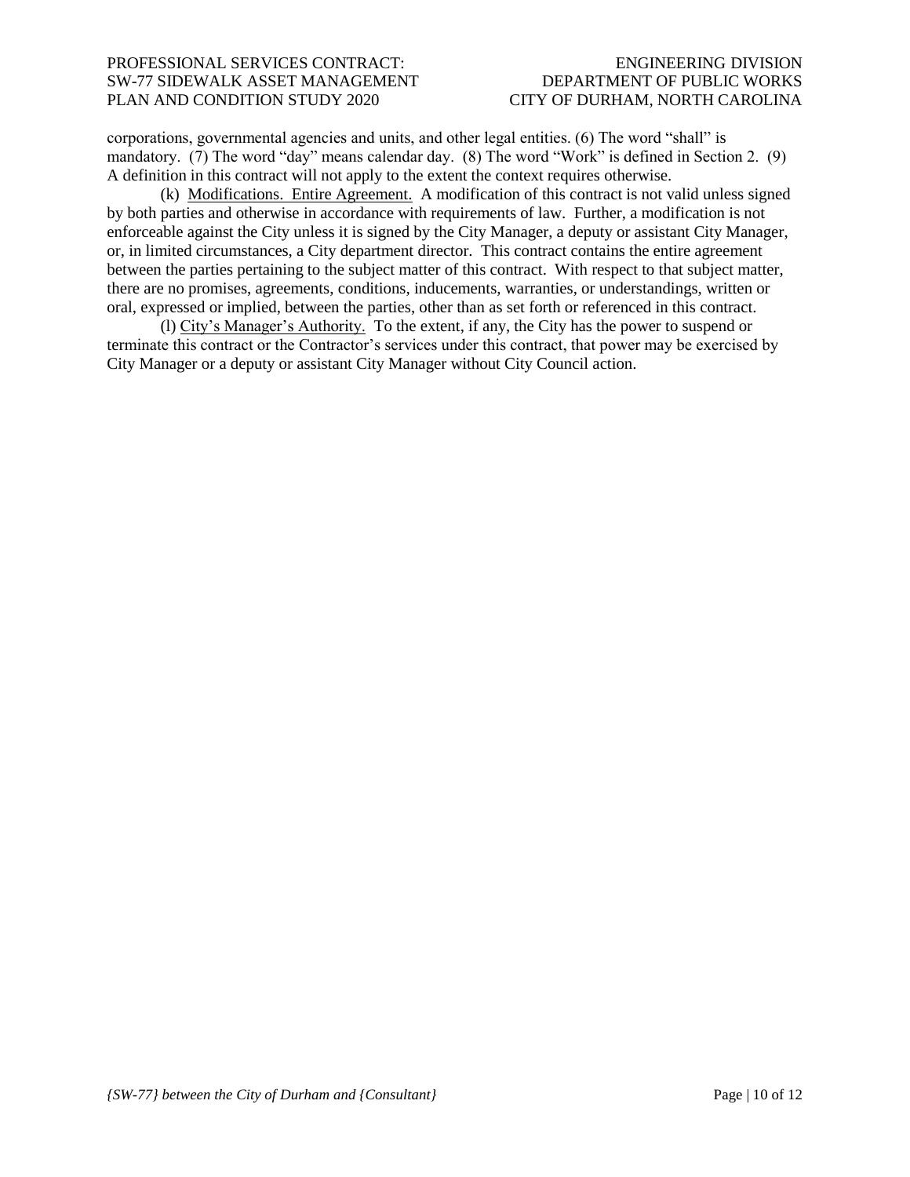corporations, governmental agencies and units, and other legal entities. (6) The word "shall" is mandatory. (7) The word "day" means calendar day. (8) The word "Work" is defined in Section 2. (9) A definition in this contract will not apply to the extent the context requires otherwise.

(k) Modifications. Entire Agreement. A modification of this contract is not valid unless signed by both parties and otherwise in accordance with requirements of law. Further, a modification is not enforceable against the City unless it is signed by the City Manager, a deputy or assistant City Manager, or, in limited circumstances, a City department director. This contract contains the entire agreement between the parties pertaining to the subject matter of this contract. With respect to that subject matter, there are no promises, agreements, conditions, inducements, warranties, or understandings, written or oral, expressed or implied, between the parties, other than as set forth or referenced in this contract.

(l) City's Manager's Authority. To the extent, if any, the City has the power to suspend or terminate this contract or the Contractor's services under this contract, that power may be exercised by City Manager or a deputy or assistant City Manager without City Council action.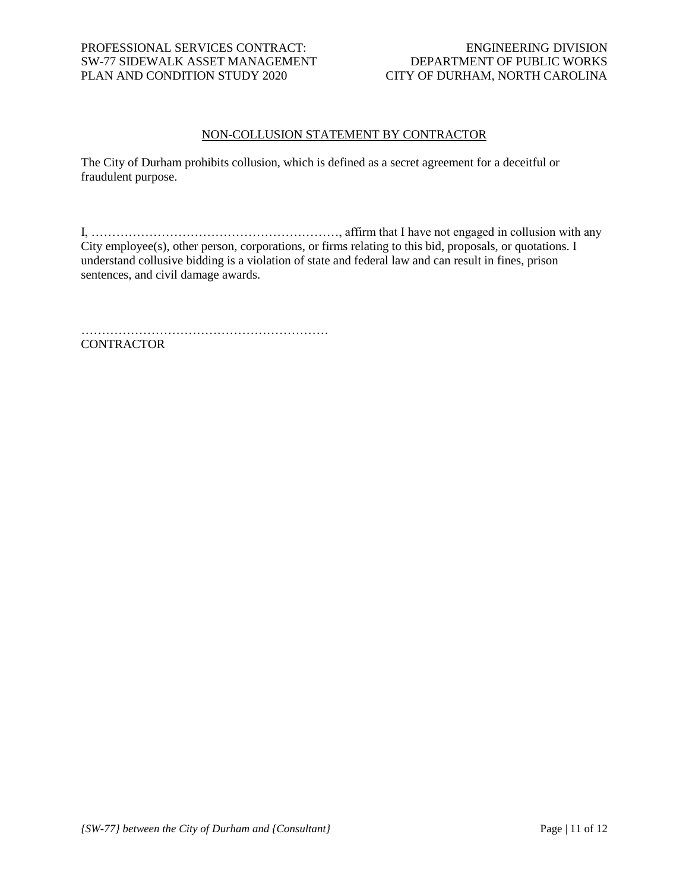## NON-COLLUSION STATEMENT BY CONTRACTOR

The City of Durham prohibits collusion, which is defined as a secret agreement for a deceitful or fraudulent purpose.

I, ……………………………………………………, affirm that I have not engaged in collusion with any City employee(s), other person, corporations, or firms relating to this bid, proposals, or quotations. I understand collusive bidding is a violation of state and federal law and can result in fines, prison sentences, and civil damage awards.

……………………………………………………
CONTRACTOR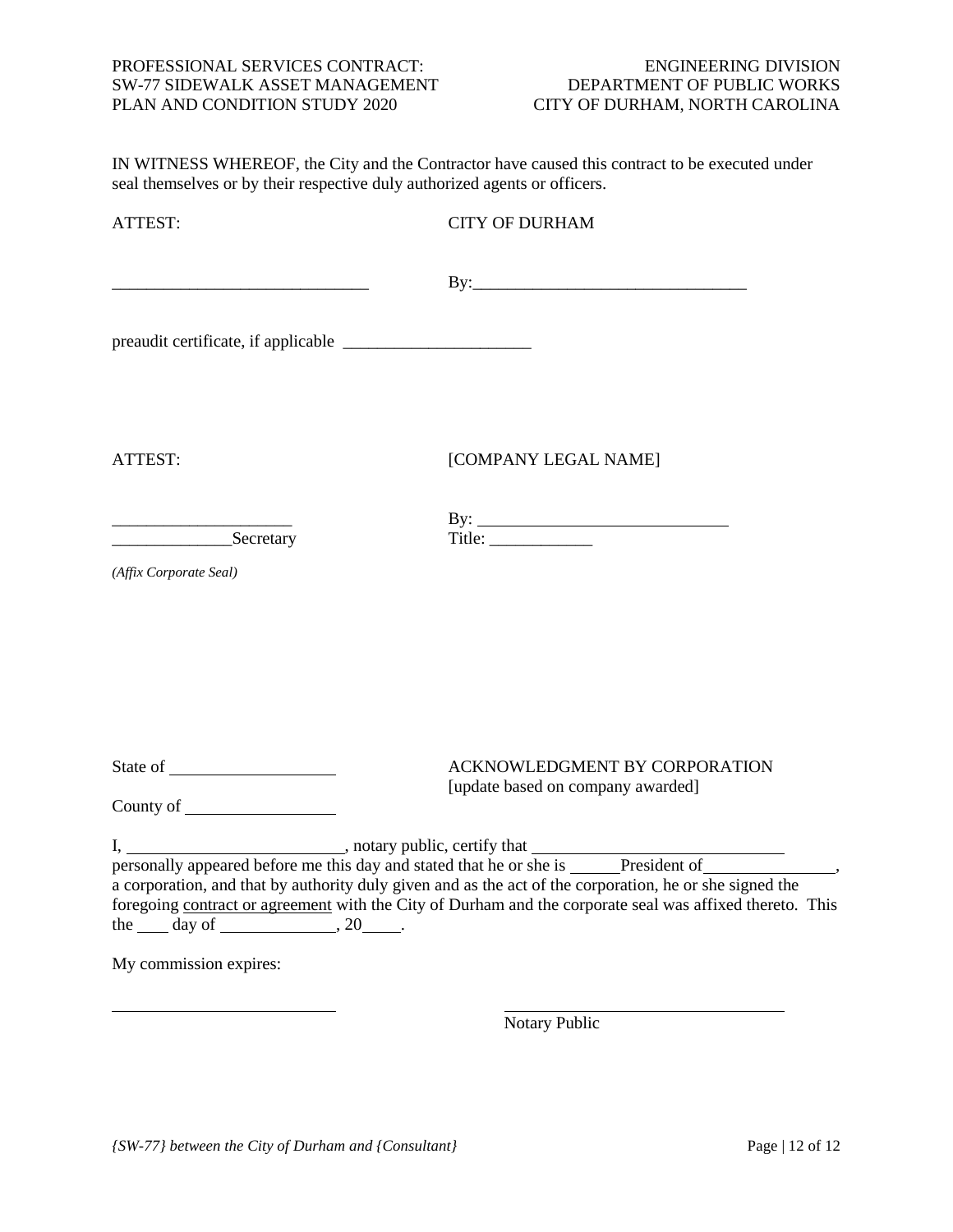IN WITNESS WHEREOF, the City and the Contractor have caused this contract to be executed under seal themselves or by their respective duly authorized agents or officers.

ATTEST: CITY OF DURHAM

______________________________ By:________________________________

preaudit certificate, if applicable ______________________

ATTEST: [COMPANY LEGAL NAME]

_____________________ By: ______________________________

______________Secretary Title: ____________

*(Affix Corporate Seal)*

State of ____________________ ACKNOWLEDGMENT BY CORPORATION
[update based on company awarded]

County of __________________

I, __________________________, notary public, certify that ______________________________ personally appeared before me this day and stated that he or she is ______President of________________, a corporation, and that by authority duly given and as the act of the corporation, he or she signed the foregoing contract or agreement with the City of Durham and the corporate seal was affixed thereto. This the ____ day of ______________, 20_____.

My commission expires:

__________________________ __________________________________
Notary Public